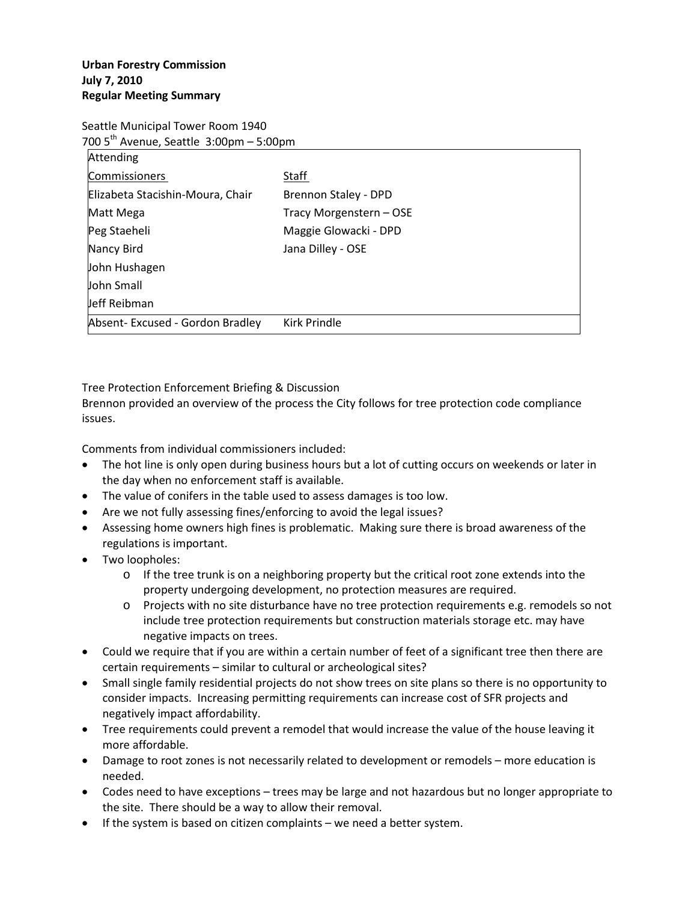**Urban Forestry Commission**
**July 7, 2010**
**Regular Meeting Summary**

Seattle Municipal Tower Room 1940
700 5th Avenue, Seattle 3:00pm – 5:00pm

| Attending | |
|---|---|
| Commissioners | Staff |
| Elizabeta Stacishin-Moura, Chair | Brennon Staley - DPD |
| Matt Mega | Tracy Morgenstern – OSE |
| Peg Staeheli | Maggie Glowacki - DPD |
| Nancy Bird | Jana Dilley - OSE |
| John Hushagen | |
| John Small | |
| Jeff Reibman | |
| Absent- Excused - Gordon Bradley | Kirk Prindle |

Tree Protection Enforcement Briefing & Discussion
Brennon provided an overview of the process the City follows for tree protection code compliance issues.

Comments from individual commissioners included:

- The hot line is only open during business hours but a lot of cutting occurs on weekends or later in the day when no enforcement staff is available.
- The value of conifers in the table used to assess damages is too low.
- Are we not fully assessing fines/enforcing to avoid the legal issues?
- Assessing home owners high fines is problematic. Making sure there is broad awareness of the regulations is important.
- Two loopholes:
  - If the tree trunk is on a neighboring property but the critical root zone extends into the property undergoing development, no protection measures are required.
  - Projects with no site disturbance have no tree protection requirements e.g. remodels so not include tree protection requirements but construction materials storage etc. may have negative impacts on trees.
- Could we require that if you are within a certain number of feet of a significant tree then there are certain requirements – similar to cultural or archeological sites?
- Small single family residential projects do not show trees on site plans so there is no opportunity to consider impacts. Increasing permitting requirements can increase cost of SFR projects and negatively impact affordability.
- Tree requirements could prevent a remodel that would increase the value of the house leaving it more affordable.
- Damage to root zones is not necessarily related to development or remodels – more education is needed.
- Codes need to have exceptions – trees may be large and not hazardous but no longer appropriate to the site. There should be a way to allow their removal.
- If the system is based on citizen complaints – we need a better system.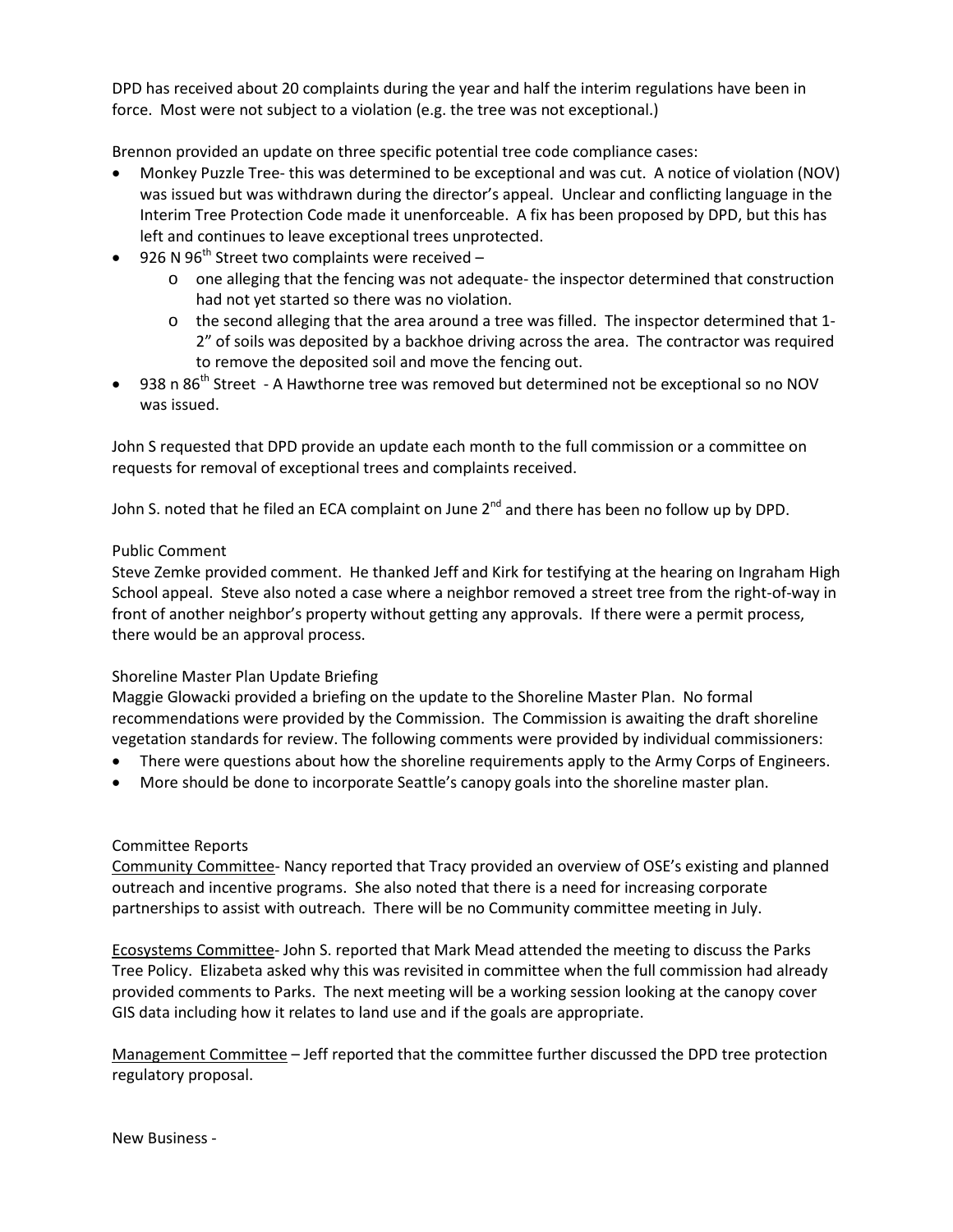DPD has received about 20 complaints during the year and half the interim regulations have been in force. Most were not subject to a violation (e.g. the tree was not exceptional.)

Brennon provided an update on three specific potential tree code compliance cases:

- Monkey Puzzle Tree- this was determined to be exceptional and was cut. A notice of violation (NOV) was issued but was withdrawn during the director's appeal. Unclear and conflicting language in the Interim Tree Protection Code made it unenforceable. A fix has been proposed by DPD, but this has left and continues to leave exceptional trees unprotected.
- 926 N 96th Street two complaints were received –
  - one alleging that the fencing was not adequate- the inspector determined that construction had not yet started so there was no violation.
  - the second alleging that the area around a tree was filled. The inspector determined that 1-2" of soils was deposited by a backhoe driving across the area. The contractor was required to remove the deposited soil and move the fencing out.
- 938 n 86th Street - A Hawthorne tree was removed but determined not be exceptional so no NOV was issued.

John S requested that DPD provide an update each month to the full commission or a committee on requests for removal of exceptional trees and complaints received.

John S. noted that he filed an ECA complaint on June 2nd and there has been no follow up by DPD.

Public Comment

Steve Zemke provided comment. He thanked Jeff and Kirk for testifying at the hearing on Ingraham High School appeal. Steve also noted a case where a neighbor removed a street tree from the right-of-way in front of another neighbor's property without getting any approvals. If there were a permit process, there would be an approval process.

Shoreline Master Plan Update Briefing

Maggie Glowacki provided a briefing on the update to the Shoreline Master Plan. No formal recommendations were provided by the Commission. The Commission is awaiting the draft shoreline vegetation standards for review. The following comments were provided by individual commissioners:

- There were questions about how the shoreline requirements apply to the Army Corps of Engineers.
- More should be done to incorporate Seattle's canopy goals into the shoreline master plan.

Committee Reports

Community Committee- Nancy reported that Tracy provided an overview of OSE's existing and planned outreach and incentive programs. She also noted that there is a need for increasing corporate partnerships to assist with outreach. There will be no Community committee meeting in July.

Ecosystems Committee- John S. reported that Mark Mead attended the meeting to discuss the Parks Tree Policy. Elizabeta asked why this was revisited in committee when the full commission had already provided comments to Parks. The next meeting will be a working session looking at the canopy cover GIS data including how it relates to land use and if the goals are appropriate.

Management Committee – Jeff reported that the committee further discussed the DPD tree protection regulatory proposal.

New Business -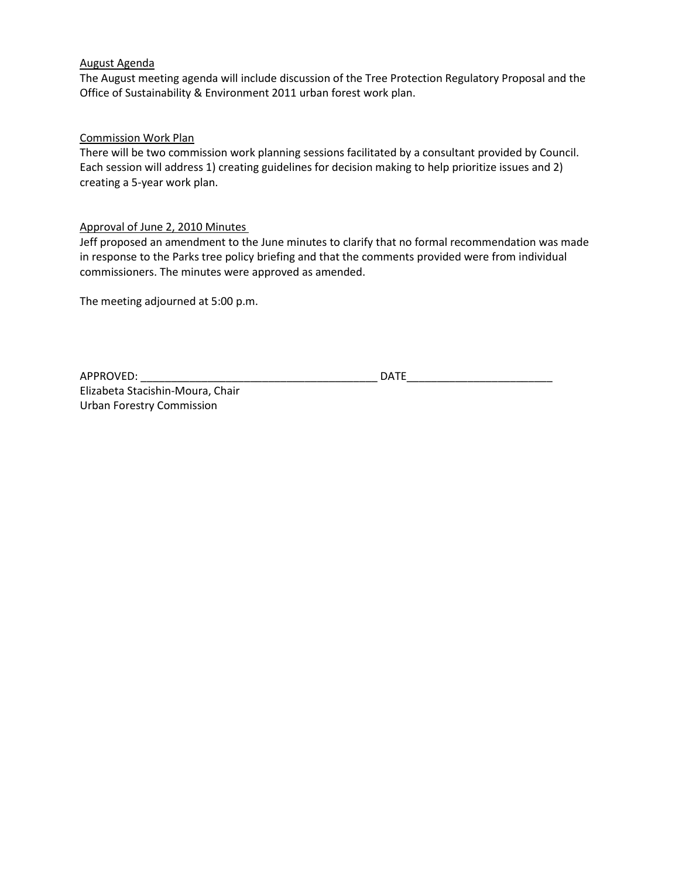<u>August Agenda</u>

The August meeting agenda will include discussion of the Tree Protection Regulatory Proposal and the Office of Sustainability & Environment 2011 urban forest work plan.

<u>Commission Work Plan</u>

There will be two commission work planning sessions facilitated by a consultant provided by Council. Each session will address 1) creating guidelines for decision making to help prioritize issues and 2) creating a 5-year work plan.

<u>Approval of June 2, 2010 Minutes</u>

Jeff proposed an amendment to the June minutes to clarify that no formal recommendation was made in response to the Parks tree policy briefing and that the comments provided were from individual commissioners. The minutes were approved as amended.

The meeting adjourned at 5:00 p.m.

APPROVED: _______________________________________ DATE________________________

Elizabeta Stacishin-Moura, Chair
Urban Forestry Commission